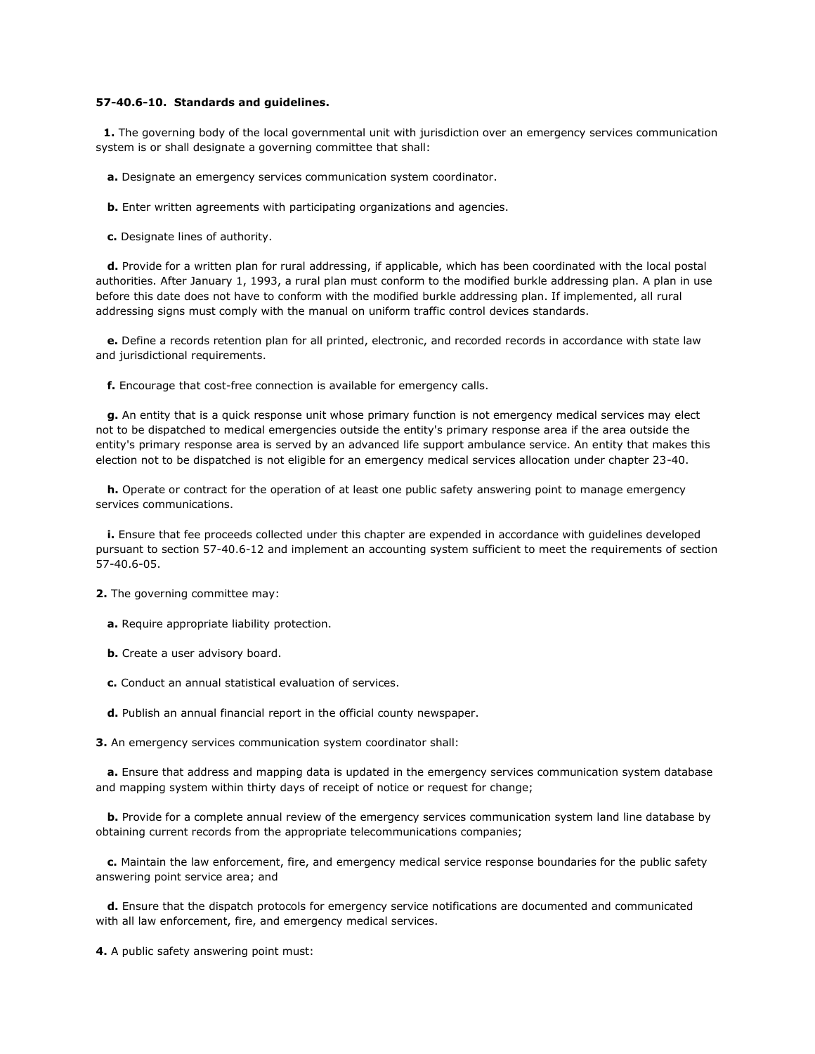**57-40.6-10. Standards and guidelines.**

**1.** The governing body of the local governmental unit with jurisdiction over an emergency services communication system is or shall designate a governing committee that shall:

**a.** Designate an emergency services communication system coordinator.

**b.** Enter written agreements with participating organizations and agencies.

**c.** Designate lines of authority.

**d.** Provide for a written plan for rural addressing, if applicable, which has been coordinated with the local postal authorities. After January 1, 1993, a rural plan must conform to the modified burkle addressing plan. A plan in use before this date does not have to conform with the modified burkle addressing plan. If implemented, all rural addressing signs must comply with the manual on uniform traffic control devices standards.

**e.** Define a records retention plan for all printed, electronic, and recorded records in accordance with state law and jurisdictional requirements.

**f.** Encourage that cost-free connection is available for emergency calls.

**g.** An entity that is a quick response unit whose primary function is not emergency medical services may elect not to be dispatched to medical emergencies outside the entity's primary response area if the area outside the entity's primary response area is served by an advanced life support ambulance service. An entity that makes this election not to be dispatched is not eligible for an emergency medical services allocation under chapter 23-40.

**h.** Operate or contract for the operation of at least one public safety answering point to manage emergency services communications.

**i.** Ensure that fee proceeds collected under this chapter are expended in accordance with guidelines developed pursuant to section 57-40.6-12 and implement an accounting system sufficient to meet the requirements of section 57-40.6-05.

**2.** The governing committee may:

**a.** Require appropriate liability protection.

**b.** Create a user advisory board.

**c.** Conduct an annual statistical evaluation of services.

**d.** Publish an annual financial report in the official county newspaper.

**3.** An emergency services communication system coordinator shall:

**a.** Ensure that address and mapping data is updated in the emergency services communication system database and mapping system within thirty days of receipt of notice or request for change;

**b.** Provide for a complete annual review of the emergency services communication system land line database by obtaining current records from the appropriate telecommunications companies;

**c.** Maintain the law enforcement, fire, and emergency medical service response boundaries for the public safety answering point service area; and

**d.** Ensure that the dispatch protocols for emergency service notifications are documented and communicated with all law enforcement, fire, and emergency medical services.

**4.** A public safety answering point must: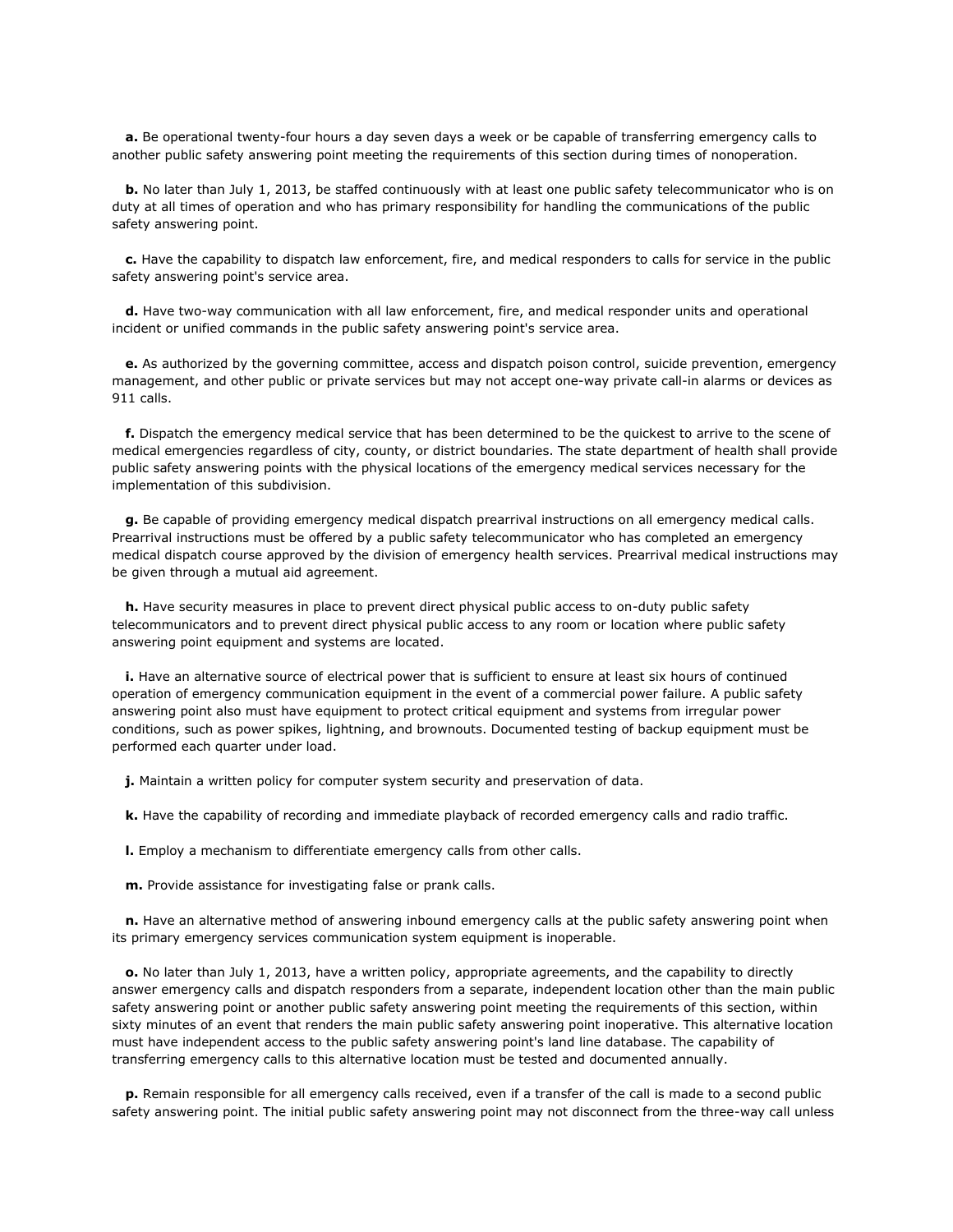**a.** Be operational twenty-four hours a day seven days a week or be capable of transferring emergency calls to another public safety answering point meeting the requirements of this section during times of nonoperation.

**b.** No later than July 1, 2013, be staffed continuously with at least one public safety telecommunicator who is on duty at all times of operation and who has primary responsibility for handling the communications of the public safety answering point.

**c.** Have the capability to dispatch law enforcement, fire, and medical responders to calls for service in the public safety answering point's service area.

**d.** Have two-way communication with all law enforcement, fire, and medical responder units and operational incident or unified commands in the public safety answering point's service area.

**e.** As authorized by the governing committee, access and dispatch poison control, suicide prevention, emergency management, and other public or private services but may not accept one-way private call-in alarms or devices as 911 calls.

**f.** Dispatch the emergency medical service that has been determined to be the quickest to arrive to the scene of medical emergencies regardless of city, county, or district boundaries. The state department of health shall provide public safety answering points with the physical locations of the emergency medical services necessary for the implementation of this subdivision.

**g.** Be capable of providing emergency medical dispatch prearrival instructions on all emergency medical calls. Prearrival instructions must be offered by a public safety telecommunicator who has completed an emergency medical dispatch course approved by the division of emergency health services. Prearrival medical instructions may be given through a mutual aid agreement.

**h.** Have security measures in place to prevent direct physical public access to on-duty public safety telecommunicators and to prevent direct physical public access to any room or location where public safety answering point equipment and systems are located.

**i.** Have an alternative source of electrical power that is sufficient to ensure at least six hours of continued operation of emergency communication equipment in the event of a commercial power failure. A public safety answering point also must have equipment to protect critical equipment and systems from irregular power conditions, such as power spikes, lightning, and brownouts. Documented testing of backup equipment must be performed each quarter under load.

**j.** Maintain a written policy for computer system security and preservation of data.

**k.** Have the capability of recording and immediate playback of recorded emergency calls and radio traffic.

**l.** Employ a mechanism to differentiate emergency calls from other calls.

**m.** Provide assistance for investigating false or prank calls.

**n.** Have an alternative method of answering inbound emergency calls at the public safety answering point when its primary emergency services communication system equipment is inoperable.

**o.** No later than July 1, 2013, have a written policy, appropriate agreements, and the capability to directly answer emergency calls and dispatch responders from a separate, independent location other than the main public safety answering point or another public safety answering point meeting the requirements of this section, within sixty minutes of an event that renders the main public safety answering point inoperative. This alternative location must have independent access to the public safety answering point's land line database. The capability of transferring emergency calls to this alternative location must be tested and documented annually.

**p.** Remain responsible for all emergency calls received, even if a transfer of the call is made to a second public safety answering point. The initial public safety answering point may not disconnect from the three-way call unless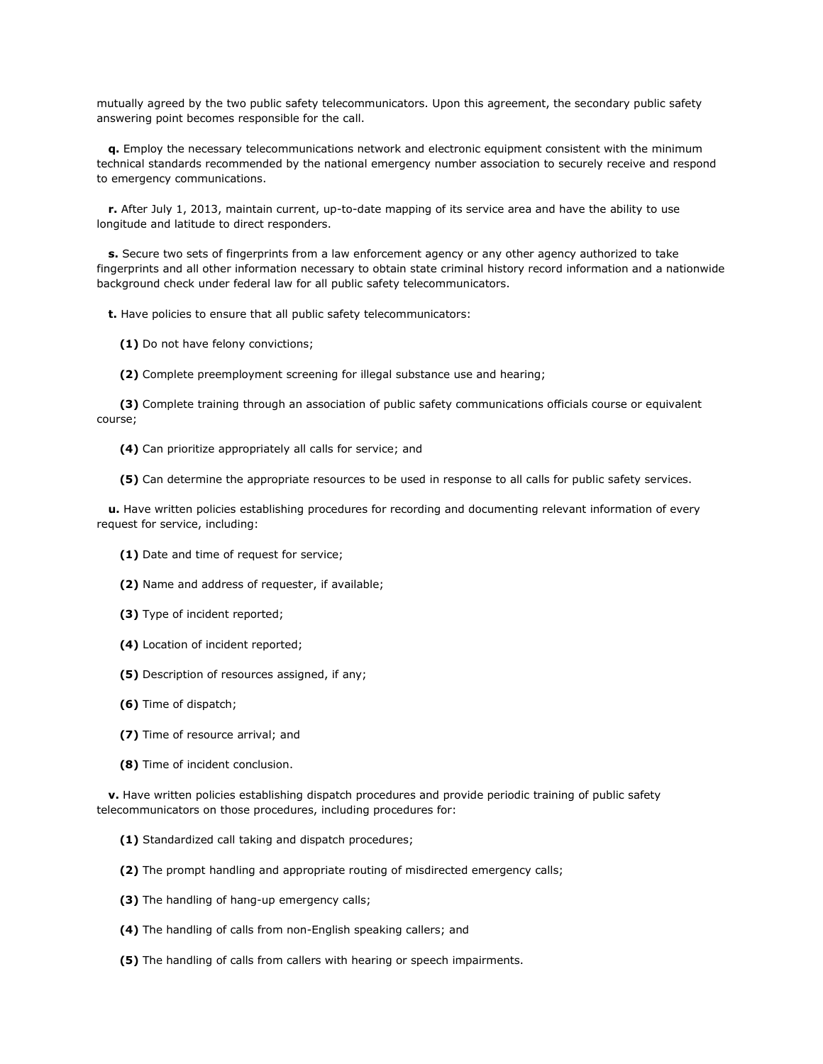mutually agreed by the two public safety telecommunicators. Upon this agreement, the secondary public safety answering point becomes responsible for the call.

**q.** Employ the necessary telecommunications network and electronic equipment consistent with the minimum technical standards recommended by the national emergency number association to securely receive and respond to emergency communications.

**r.** After July 1, 2013, maintain current, up-to-date mapping of its service area and have the ability to use longitude and latitude to direct responders.

**s.** Secure two sets of fingerprints from a law enforcement agency or any other agency authorized to take fingerprints and all other information necessary to obtain state criminal history record information and a nationwide background check under federal law for all public safety telecommunicators.

**t.** Have policies to ensure that all public safety telecommunicators:

**(1)** Do not have felony convictions;

**(2)** Complete preemployment screening for illegal substance use and hearing;

**(3)** Complete training through an association of public safety communications officials course or equivalent course;

**(4)** Can prioritize appropriately all calls for service; and

**(5)** Can determine the appropriate resources to be used in response to all calls for public safety services.

**u.** Have written policies establishing procedures for recording and documenting relevant information of every request for service, including:

**(1)** Date and time of request for service;

**(2)** Name and address of requester, if available;

**(3)** Type of incident reported;

**(4)** Location of incident reported;

**(5)** Description of resources assigned, if any;

**(6)** Time of dispatch;

**(7)** Time of resource arrival; and

**(8)** Time of incident conclusion.

**v.** Have written policies establishing dispatch procedures and provide periodic training of public safety telecommunicators on those procedures, including procedures for:

**(1)** Standardized call taking and dispatch procedures;

**(2)** The prompt handling and appropriate routing of misdirected emergency calls;

**(3)** The handling of hang-up emergency calls;

**(4)** The handling of calls from non-English speaking callers; and

**(5)** The handling of calls from callers with hearing or speech impairments.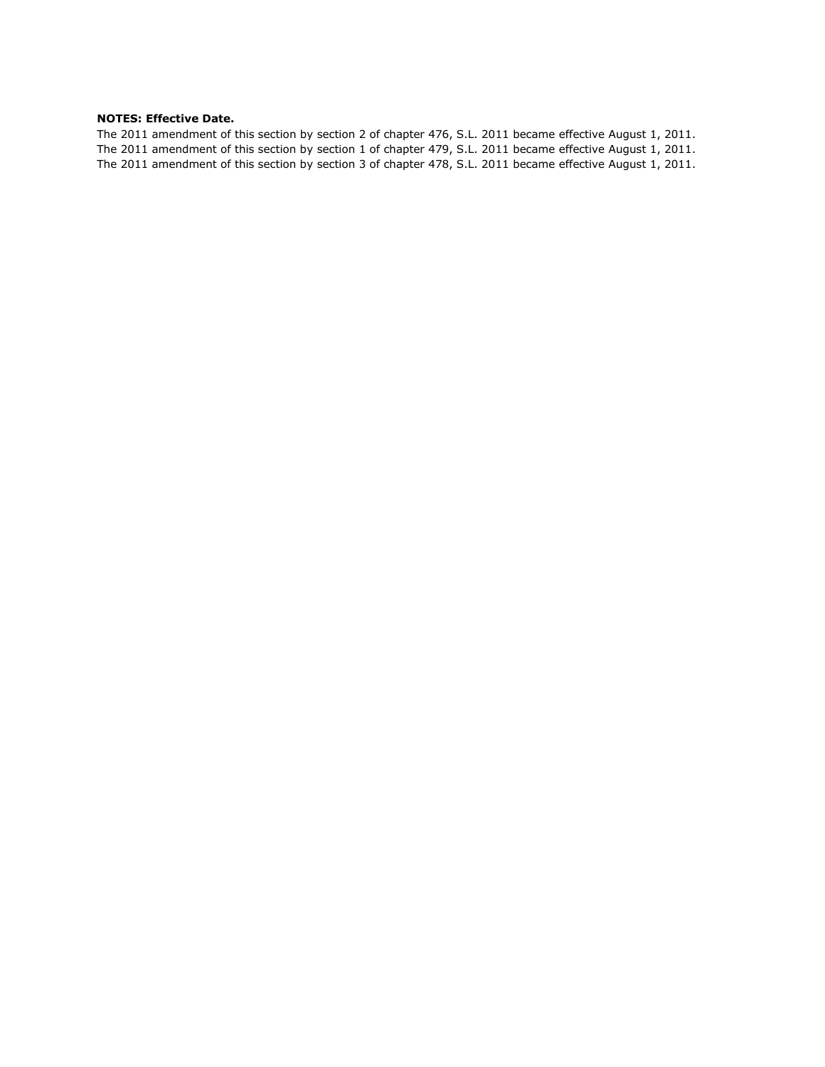**NOTES: Effective Date.**

The 2011 amendment of this section by section 2 of chapter 476, S.L. 2011 became effective August 1, 2011.
The 2011 amendment of this section by section 1 of chapter 479, S.L. 2011 became effective August 1, 2011.
The 2011 amendment of this section by section 3 of chapter 478, S.L. 2011 became effective August 1, 2011.